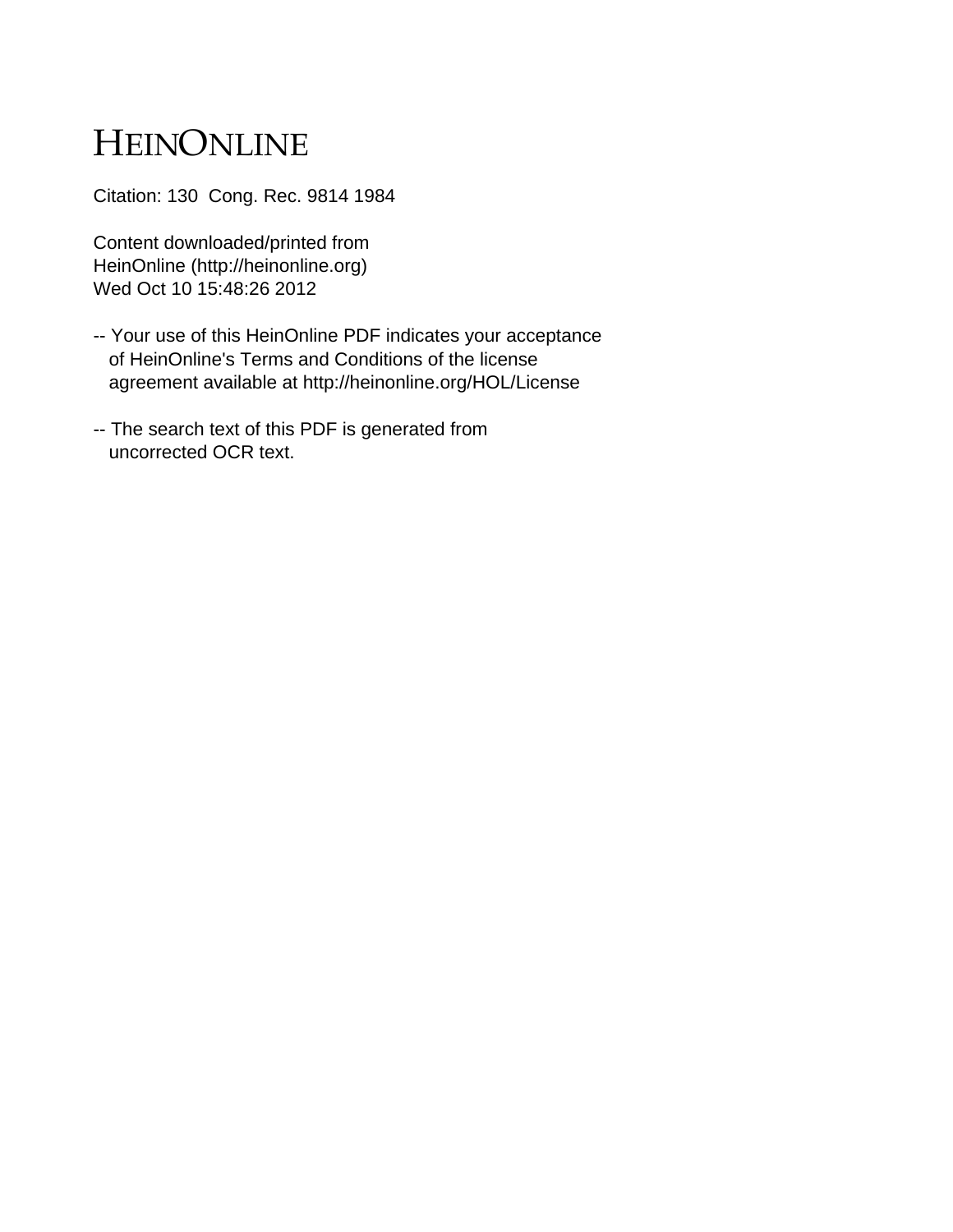# HEINONLINE

Citation: 130 Cong. Rec. 9814 1984

Content downloaded/printed from
HeinOnline (http://heinonline.org)
Wed Oct 10 15:48:26 2012

-- Your use of this HeinOnline PDF indicates your acceptance of HeinOnline's Terms and Conditions of the license agreement available at http://heinonline.org/HOL/License

-- The search text of this PDF is generated from uncorrected OCR text.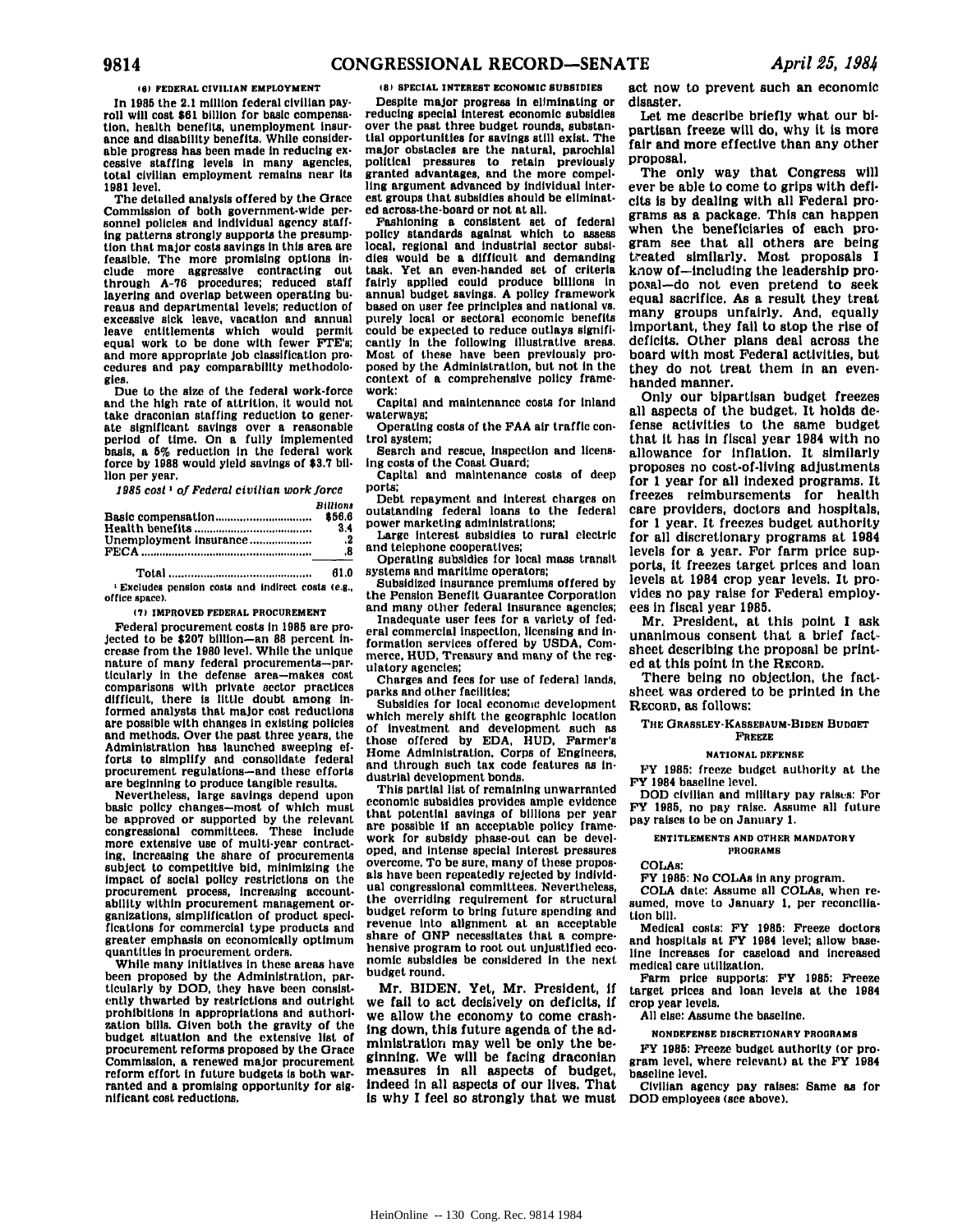(6) FEDERAL CIVILIAN EMPLOYMENT

In 1985 the 2.1 million federal civilian payroll will cost $61 billion for basic compensation, health benefits, unemployment insurance and disability benefits. While considerable progress has been made in reducing excessive staffing levels in many agencies, total civilian employment remains near its 1981 level.

The detailed analysis offered by the Grace Commission of both government-wide personnel policies and individual agency staffing patterns strongly supports the presumption that major costs savings in this area are feasible. The more promising options include more aggressive contracting out through A-76 procedures; reduced staff layering and overlap between operating bureaus and departmental levels; reduction of excessive sick leave, vacation and annual leave entitlements which would permit equal work to be done with fewer FTE's; and more appropriate job classification procedures and pay comparability methodologies.

Due to the size of the federal work-force and the high rate of attrition, it would not take draconian staffing reduction to generate significant savings over a reasonable period of time. On a fully implemented basis, a 5% reduction in the federal work force by 1988 would yield savings of $3.7 billion per year.

*1985 cost [1] of Federal civilian work force*

| | Billions |
|---|---|
| Basic compensation | $56.6 |
| Health benefits | 3.4 |
| Unemployment insurance | .2 |
| FECA | .8 |
| Total | 61.0 |

[1] Excludes pension costs and indirect costs (e.g., office space).

(7) IMPROVED FEDERAL PROCUREMENT

Federal procurement costs in 1985 are projected to be $207 billion—an 88 percent increase from the 1980 level. While the unique nature of many federal procurements—particularly in the defense area—makes cost comparisons with private sector practices difficult, there is little doubt among informed analysts that major cost reductions are possible with changes in existing policies and methods. Over the past three years, the Administration has launched sweeping efforts to simplify and consolidate federal procurement regulations—and these efforts are beginning to produce tangible results.

Nevertheless, large savings depend upon basic policy changes—most of which must be approved or supported by the relevant congressional committees. These include more extensive use of multi-year contracting, increasing the share of procurements subject to competitive bid, minimizing the impact of social policy restrictions on the procurement process, increasing accountability within procurement management organizations, simplification of product specifications for commercial type products and greater emphasis on economically optimum quantities in procurement orders.

While many initiatives in these areas have been proposed by the Administration, particularly by DOD, they have been consistently thwarted by restrictions and outright prohibitions in appropriations and authorization bills. Given both the gravity of the budget situation and the extensive list of procurement reforms proposed by the Grace Commission, a renewed major procurement reform effort in future budgets is both warranted and a promising opportunity for significant cost reductions.

(8) SPECIAL INTEREST ECONOMIC SUBSIDIES

Despite major progress in eliminating or reducing special interest economic subsidies over the past three budget rounds, substantial opportunities for savings still exist. The major obstacles are the natural, parochial political pressures to retain previously granted advantages, and the more compelling argument advanced by individual interest groups that subsidies should be eliminated across-the-board or not at all.

Fashioning a consistent set of federal policy standards against which to assess local, regional and industrial sector subsidies would be a difficult and demanding task. Yet an even-handed set of criteria fairly applied could produce billions in annual budget savings. A policy framework based on user fee principles and national vs. purely local or sectoral economic benefits could be expected to reduce outlays significantly in the following illustrative areas. Most of these have been previously proposed by the Administration, but not in the context of a comprehensive policy framework:

Capital and maintenance costs for inland waterways;

Operating costs of the FAA air traffic control system;

Search and rescue, inspection and licensing costs of the Coast Guard;

Capital and maintenance costs of deep ports;

Debt repayment and interest charges on outstanding federal loans to the federal power marketing administrations;

Large interest subsidies to rural electric and telephone cooperatives;

Operating subsidies for local mass transit systems and maritime operators;

Subsidized insurance premiums offered by the Pension Benefit Guarantee Corporation and many other federal insurance agencies;

Inadequate user fees for a variety of federal commercial inspection, licensing and information services offered by USDA, Commerce, HUD, Treasury and many of the regulatory agencies;

Charges and fees for use of federal lands, parks and other facilities;

Subsidies for local economic development which merely shift the geographic location of investment and development such as those offered by EDA, HUD, Farmer's Home Administration, Corps of Engineers, and through such tax code features as industrial development bonds.

This partial list of remaining unwarranted economic subsidies provides ample evidence that potential savings of billions per year are possible if an acceptable policy framework for subsidy phase-out can be developed, and intense special interest pressures overcome. To be sure, many of these proposals have been repeatedly rejected by individual congressional committees. Nevertheless, the overriding requirement for structural budget reform to bring future spending and revenue into alignment at an acceptable share of GNP necessitates that a comprehensive program to root out unjustified economic subsidies be considered in the next budget round.

Mr. BIDEN. Yet, Mr. President, if we fail to act decisively on deficits, if we allow the economy to come crashing down, this future agenda of the administration may well be only the beginning. We will be facing draconian measures in all aspects of budget, indeed in all aspects of our lives. That is why I feel so strongly that we must act now to prevent such an economic disaster.

Let me describe briefly what our bipartisan freeze will do, why it is more fair and more effective than any other proposal.

The only way that Congress will ever be able to come to grips with deficits is by dealing with all Federal programs as a package. This can happen when the beneficiaries of each program see that all others are being treated similarly. Most proposals I know of—including the leadership proposal—do not even pretend to seek equal sacrifice. As a result they treat many groups unfairly. And, equally important, they fail to stop the rise of deficits. Other plans deal across the board with most Federal activities, but they do not treat them in an even-handed manner.

Only our bipartisan budget freezes all aspects of the budget. It holds defense activities to the same budget that it has in fiscal year 1984 with no allowance for inflation. It similarly proposes no cost-of-living adjustments for 1 year for all indexed programs. It freezes reimbursements for health care providers, doctors and hospitals, for 1 year. It freezes budget authority for all discretionary programs at 1984 levels for a year. For farm price supports, it freezes target prices and loan levels at 1984 crop year levels. It provides no pay raise for Federal employees in fiscal year 1985.

Mr. President, at this point I ask unanimous consent that a brief fact-sheet describing the proposal be printed at this point in the RECORD.

There being no objection, the fact-sheet was ordered to be printed in the RECORD, as follows:

THE GRASSLEY-KASSEBAUM-BIDEN BUDGET FREEZE

NATIONAL DEFENSE

FY 1985: freeze budget authority at the FY 1984 baseline level.

DOD civilian and military pay raises: For FY 1985, no pay raise. Assume all future pay raises to be on January 1.

ENTITLEMENTS AND OTHER MANDATORY PROGRAMS

COLAs:

FY 1985: No COLAs in any program.

COLA date: Assume all COLAs, when resumed, move to January 1, per reconciliation bill.

Medical costs: FY 1985: Freeze doctors and hospitals at FY 1984 level; allow baseline increases for caseload and increased medical care utilization.

Farm price supports: FY 1985: Freeze target prices and loan levels at the 1984 crop year levels.

All else: Assume the baseline.

NONDEFENSE DISCRETIONARY PROGRAMS

FY 1985: Freeze budget authority (or program level, where relevant) at the FY 1984 baseline level.

Civilian agency pay raises: Same as for DOD employees (see above).